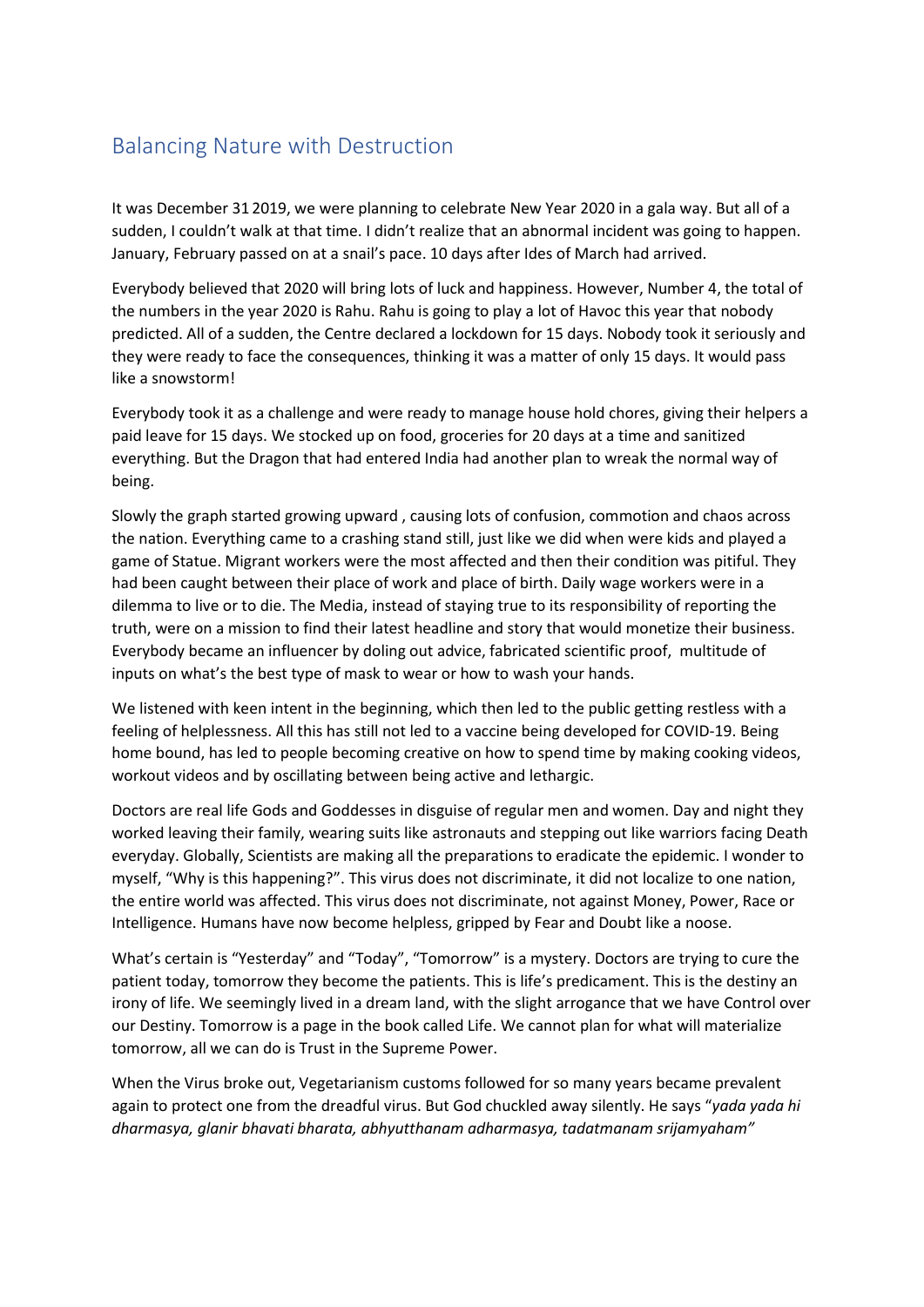# Balancing Nature with Destruction

It was December 31 2019, we were planning to celebrate New Year 2020 in a gala way. But all of a sudden, I couldn't walk at that time. I didn't realize that an abnormal incident was going to happen. January, February passed on at a snail's pace. 10 days after Ides of March had arrived.

Everybody believed that 2020 will bring lots of luck and happiness. However, Number 4, the total of the numbers in the year 2020 is Rahu. Rahu is going to play a lot of Havoc this year that nobody predicted. All of a sudden, the Centre declared a lockdown for 15 days. Nobody took it seriously and they were ready to face the consequences, thinking it was a matter of only 15 days. It would pass like a snowstorm!

Everybody took it as a challenge and were ready to manage house hold chores, giving their helpers a paid leave for 15 days. We stocked up on food, groceries for 20 days at a time and sanitized everything. But the Dragon that had entered India had another plan to wreak the normal way of being.

Slowly the graph started growing upward , causing lots of confusion, commotion and chaos across the nation. Everything came to a crashing stand still, just like we did when were kids and played a game of Statue. Migrant workers were the most affected and then their condition was pitiful. They had been caught between their place of work and place of birth. Daily wage workers were in a dilemma to live or to die. The Media, instead of staying true to its responsibility of reporting the truth, were on a mission to find their latest headline and story that would monetize their business. Everybody became an influencer by doling out advice, fabricated scientific proof, multitude of inputs on what's the best type of mask to wear or how to wash your hands.

We listened with keen intent in the beginning, which then led to the public getting restless with a feeling of helplessness. All this has still not led to a vaccine being developed for COVID-19. Being home bound, has led to people becoming creative on how to spend time by making cooking videos, workout videos and by oscillating between being active and lethargic.

Doctors are real life Gods and Goddesses in disguise of regular men and women. Day and night they worked leaving their family, wearing suits like astronauts and stepping out like warriors facing Death everyday. Globally, Scientists are making all the preparations to eradicate the epidemic. I wonder to myself, "Why is this happening?". This virus does not discriminate, it did not localize to one nation, the entire world was affected. This virus does not discriminate, not against Money, Power, Race or Intelligence. Humans have now become helpless, gripped by Fear and Doubt like a noose.

What's certain is "Yesterday" and "Today", "Tomorrow" is a mystery. Doctors are trying to cure the patient today, tomorrow they become the patients. This is life's predicament. This is the destiny an irony of life. We seemingly lived in a dream land, with the slight arrogance that we have Control over our Destiny. Tomorrow is a page in the book called Life. We cannot plan for what will materialize tomorrow, all we can do is Trust in the Supreme Power.

When the Virus broke out, Vegetarianism customs followed for so many years became prevalent again to protect one from the dreadful virus. But God chuckled away silently. He says "*yada yada hi dharmasya, glanir bhavati bharata, abhyutthanam adharmasya, tadatmanam srijamyaham"*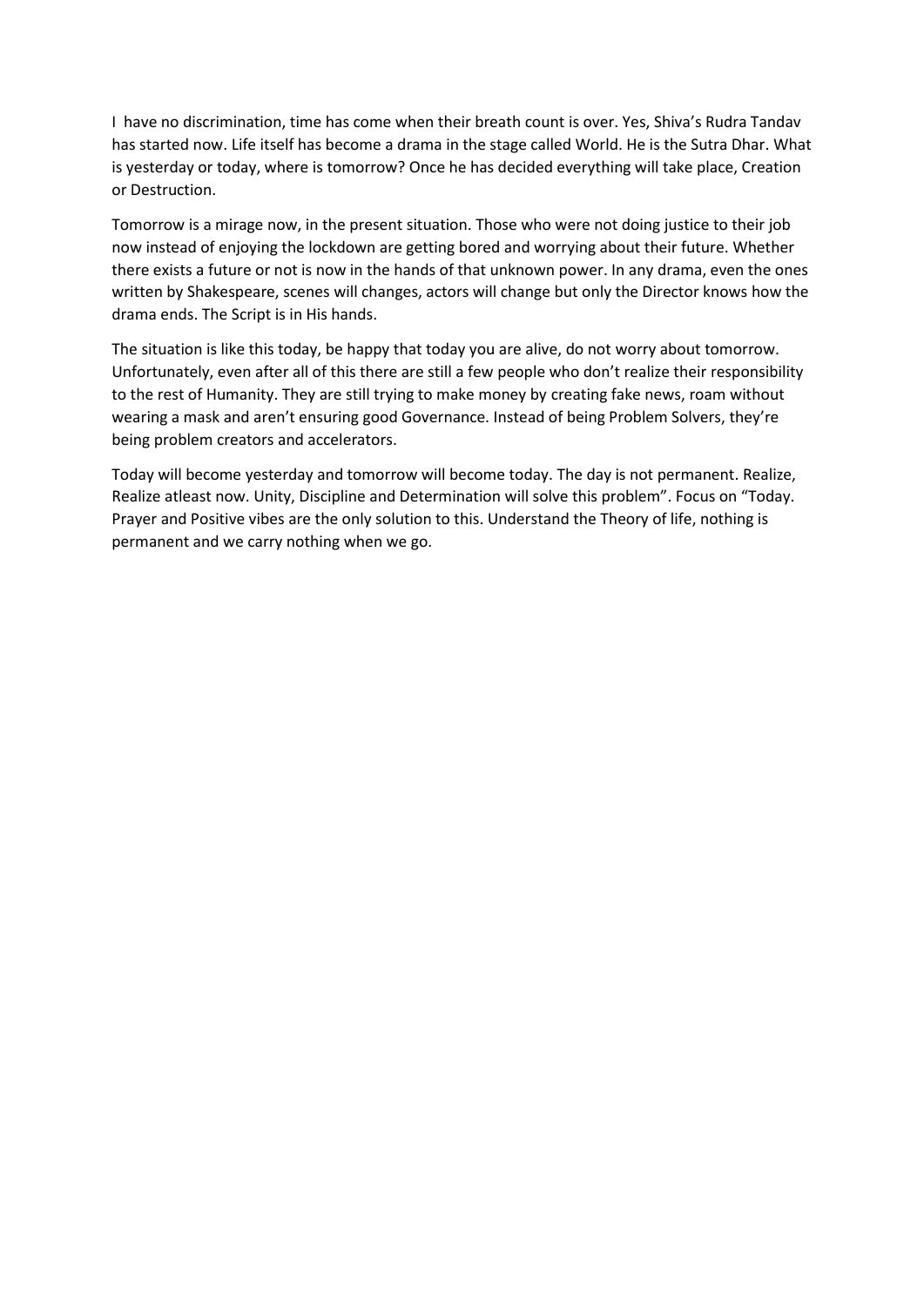I have no discrimination, time has come when their breath count is over. Yes, Shiva's Rudra Tandav has started now. Life itself has become a drama in the stage called World. He is the Sutra Dhar. What is yesterday or today, where is tomorrow? Once he has decided everything will take place, Creation or Destruction.

Tomorrow is a mirage now, in the present situation. Those who were not doing justice to their job now instead of enjoying the lockdown are getting bored and worrying about their future. Whether there exists a future or not is now in the hands of that unknown power. In any drama, even the ones written by Shakespeare, scenes will changes, actors will change but only the Director knows how the drama ends. The Script is in His hands.

The situation is like this today, be happy that today you are alive, do not worry about tomorrow. Unfortunately, even after all of this there are still a few people who don't realize their responsibility to the rest of Humanity. They are still trying to make money by creating fake news, roam without wearing a mask and aren't ensuring good Governance. Instead of being Problem Solvers, they're being problem creators and accelerators.

Today will become yesterday and tomorrow will become today. The day is not permanent. Realize, Realize atleast now. Unity, Discipline and Determination will solve this problem". Focus on "Today. Prayer and Positive vibes are the only solution to this. Understand the Theory of life, nothing is permanent and we carry nothing when we go.